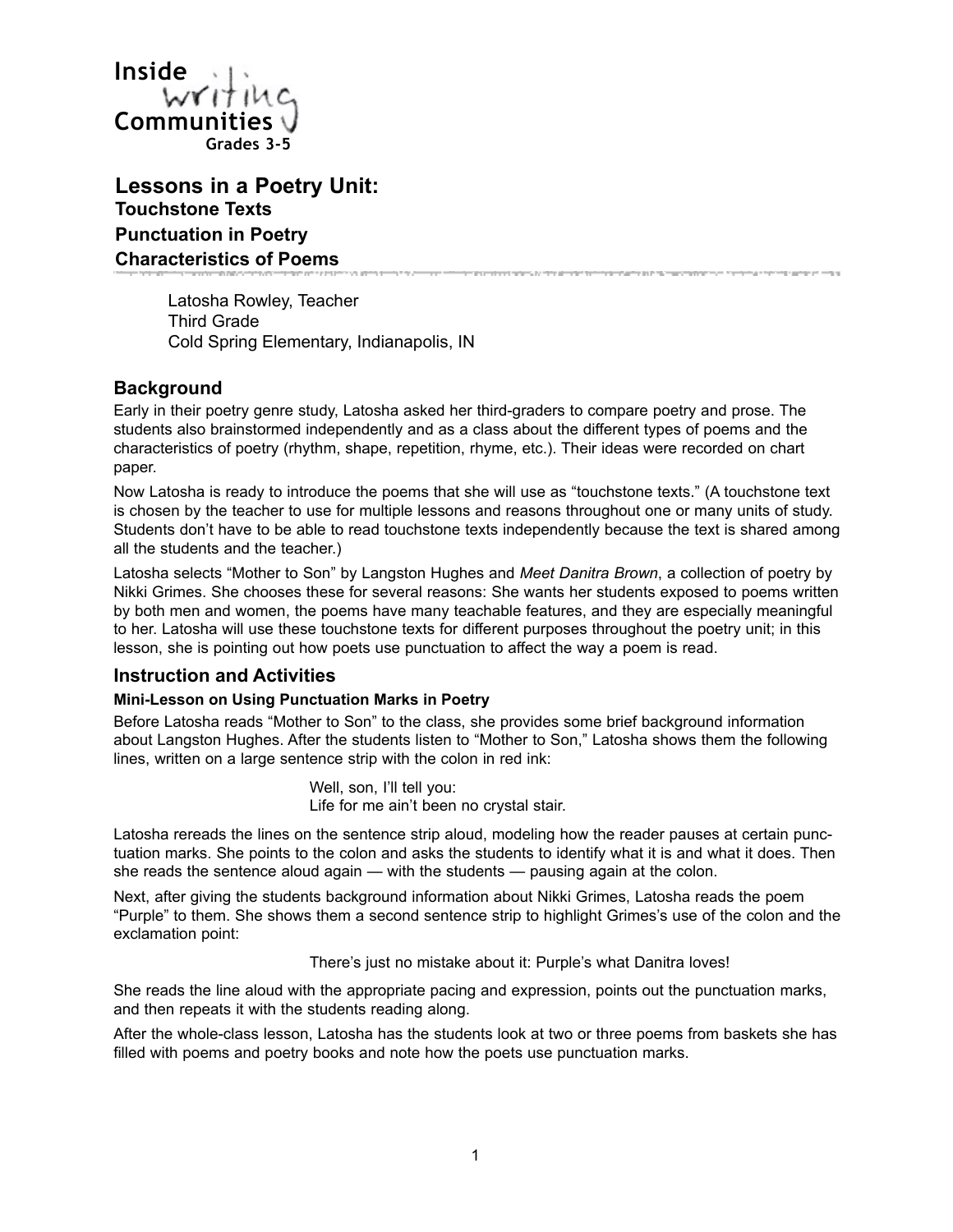Inside writing Communities
Grades 3-5

# Lessons in a Poetry Unit:

### Touchstone Texts
### Punctuation in Poetry
### Characteristics of Poems

Latosha Rowley, Teacher
Third Grade
Cold Spring Elementary, Indianapolis, IN

## Background

Early in their poetry genre study, Latosha asked her third-graders to compare poetry and prose. The students also brainstormed independently and as a class about the different types of poems and the characteristics of poetry (rhythm, shape, repetition, rhyme, etc.). Their ideas were recorded on chart paper.

Now Latosha is ready to introduce the poems that she will use as "touchstone texts." (A touchstone text is chosen by the teacher to use for multiple lessons and reasons throughout one or many units of study. Students don't have to be able to read touchstone texts independently because the text is shared among all the students and the teacher.)

Latosha selects "Mother to Son" by Langston Hughes and *Meet Danitra Brown*, a collection of poetry by Nikki Grimes. She chooses these for several reasons: She wants her students exposed to poems written by both men and women, the poems have many teachable features, and they are especially meaningful to her. Latosha will use these touchstone texts for different purposes throughout the poetry unit; in this lesson, she is pointing out how poets use punctuation to affect the way a poem is read.

## Instruction and Activities

#### Mini-Lesson on Using Punctuation Marks in Poetry

Before Latosha reads "Mother to Son" to the class, she provides some brief background information about Langston Hughes. After the students listen to "Mother to Son," Latosha shows them the following lines, written on a large sentence strip with the colon in red ink:

> Well, son, I'll tell you:
> Life for me ain't been no crystal stair.

Latosha rereads the lines on the sentence strip aloud, modeling how the reader pauses at certain punctuation marks. She points to the colon and asks the students to identify what it is and what it does. Then she reads the sentence aloud again — with the students — pausing again at the colon.

Next, after giving the students background information about Nikki Grimes, Latosha reads the poem "Purple" to them. She shows them a second sentence strip to highlight Grimes's use of the colon and the exclamation point:

> There's just no mistake about it: Purple's what Danitra loves!

She reads the line aloud with the appropriate pacing and expression, points out the punctuation marks, and then repeats it with the students reading along.

After the whole-class lesson, Latosha has the students look at two or three poems from baskets she has filled with poems and poetry books and note how the poets use punctuation marks.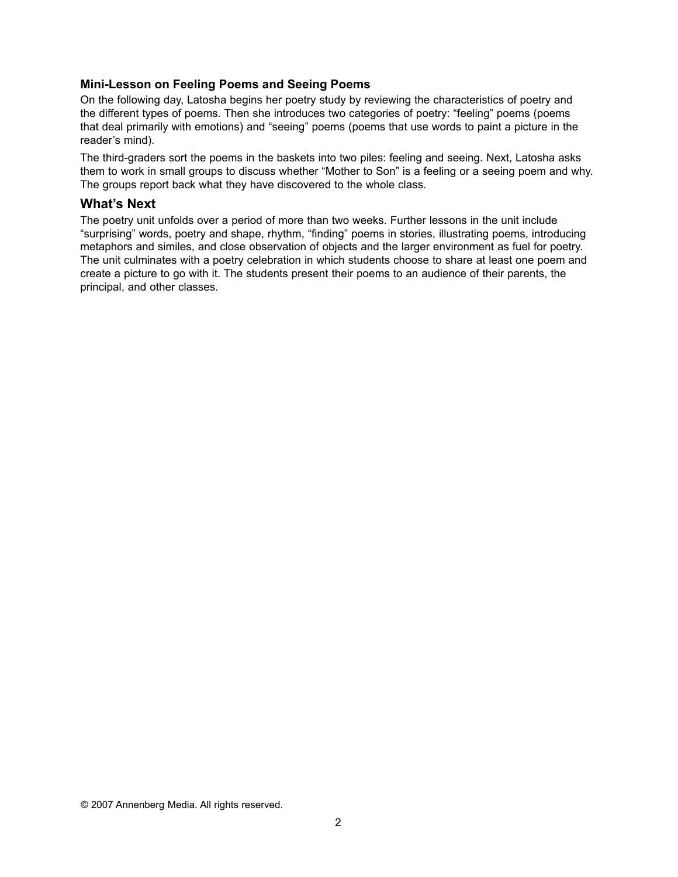### Mini-Lesson on Feeling Poems and Seeing Poems

On the following day, Latosha begins her poetry study by reviewing the characteristics of poetry and the different types of poems. Then she introduces two categories of poetry: "feeling" poems (poems that deal primarily with emotions) and "seeing" poems (poems that use words to paint a picture in the reader's mind).

The third-graders sort the poems in the baskets into two piles: feeling and seeing. Next, Latosha asks them to work in small groups to discuss whether "Mother to Son" is a feeling or a seeing poem and why. The groups report back what they have discovered to the whole class.

## What's Next

The poetry unit unfolds over a period of more than two weeks. Further lessons in the unit include "surprising" words, poetry and shape, rhythm, "finding" poems in stories, illustrating poems, introducing metaphors and similes, and close observation of objects and the larger environment as fuel for poetry. The unit culminates with a poetry celebration in which students choose to share at least one poem and create a picture to go with it. The students present their poems to an audience of their parents, the principal, and other classes.

© 2007 Annenberg Media. All rights reserved.